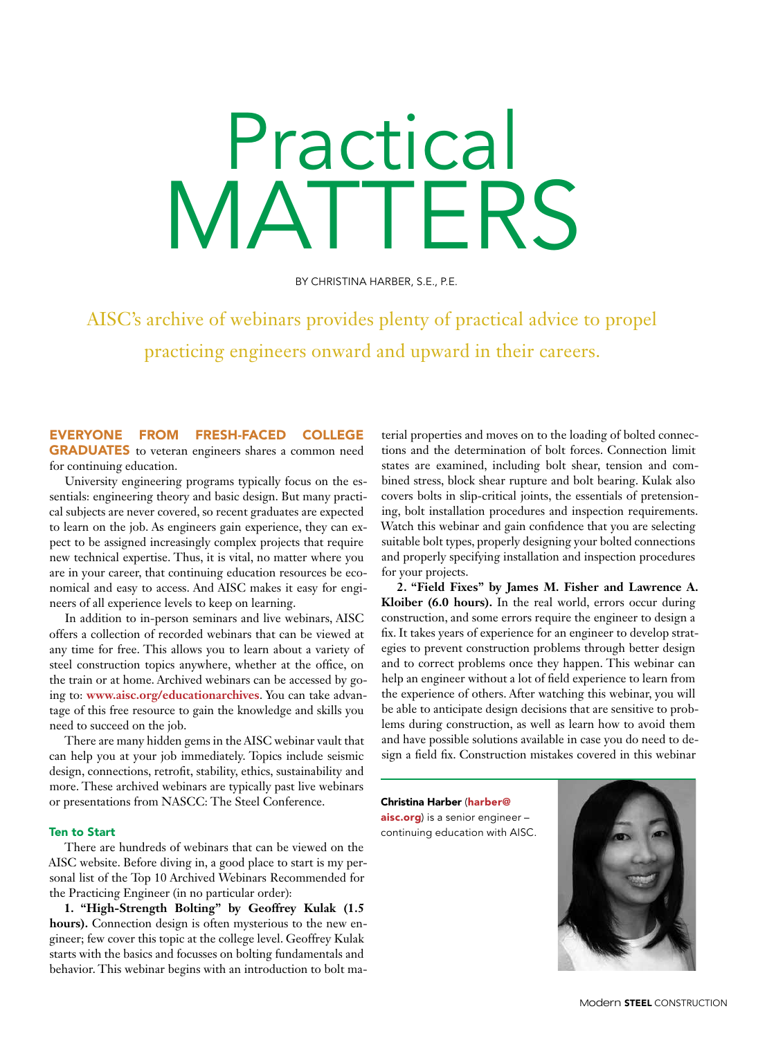# Practical MATTERS

BY CHRISTINA HARBER, S.E., P.E.

AISC's archive of webinars provides plenty of practical advice to propel practicing engineers onward and upward in their careers.

**EVERYONE FROM FRESH-FACED COLLEGE GRADUATES** to veteran engineers shares a common need for continuing education.

University engineering programs typically focus on the essentials: engineering theory and basic design. But many practical subjects are never covered, so recent graduates are expected to learn on the job. As engineers gain experience, they can expect to be assigned increasingly complex projects that require new technical expertise. Thus, it is vital, no matter where you are in your career, that continuing education resources be economical and easy to access. And AISC makes it easy for engineers of all experience levels to keep on learning.

In addition to in-person seminars and live webinars, AISC offers a collection of recorded webinars that can be viewed at any time for free. This allows you to learn about a variety of steel construction topics anywhere, whether at the office, on the train or at home. Archived webinars can be accessed by going to: **www.aisc.org/educationarchives**. You can take advantage of this free resource to gain the knowledge and skills you need to succeed on the job.

There are many hidden gems in the AISC webinar vault that can help you at your job immediately. Topics include seismic design, connections, retrofit, stability, ethics, sustainability and more. These archived webinars are typically past live webinars or presentations from NASCC: The Steel Conference.

### Ten to Start

There are hundreds of webinars that can be viewed on the AISC website. Before diving in, a good place to start is my personal list of the Top 10 Archived Webinars Recommended for the Practicing Engineer (in no particular order):

**1. "High-Strength Bolting" by Geoffrey Kulak (1.5 hours).** Connection design is often mysterious to the new engineer; few cover this topic at the college level. Geoffrey Kulak starts with the basics and focusses on bolting fundamentals and behavior. This webinar begins with an introduction to bolt material properties and moves on to the loading of bolted connections and the determination of bolt forces. Connection limit states are examined, including bolt shear, tension and combined stress, block shear rupture and bolt bearing. Kulak also covers bolts in slip-critical joints, the essentials of pretensioning, bolt installation procedures and inspection requirements. Watch this webinar and gain confidence that you are selecting suitable bolt types, properly designing your bolted connections and properly specifying installation and inspection procedures for your projects.

**2. "Field Fixes" by James M. Fisher and Lawrence A. Kloiber (6.0 hours).** In the real world, errors occur during construction, and some errors require the engineer to design a fix. It takes years of experience for an engineer to develop strategies to prevent construction problems through better design and to correct problems once they happen. This webinar can help an engineer without a lot of field experience to learn from the experience of others. After watching this webinar, you will be able to anticipate design decisions that are sensitive to problems during construction, as well as learn how to avoid them and have possible solutions available in case you do need to design a field fix. Construction mistakes covered in this webinar

**Christina Harber** (**harber@aisc.org**) is a senior engineer – continuing education with AISC.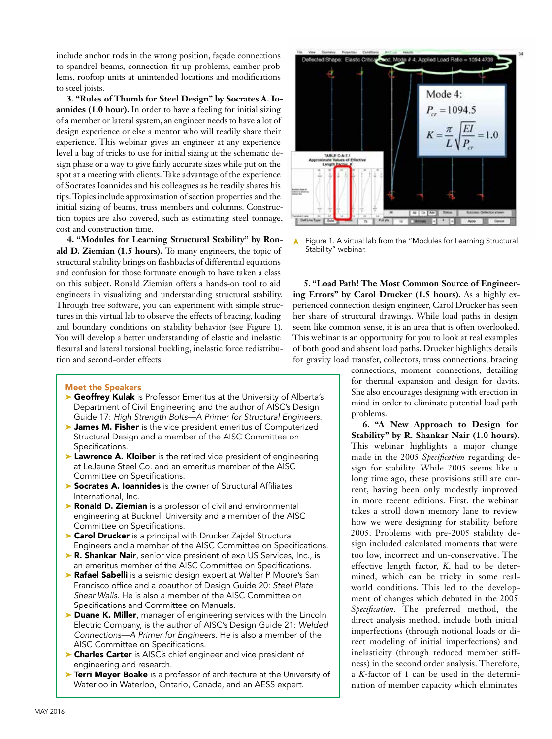include anchor rods in the wrong position, façade connections to spandrel beams, connection fit-up problems, camber problems, rooftop units at unintended locations and modifications to steel joists.

**3. "Rules of Thumb for Steel Design" by Socrates A. Ioannides (1.0 hour).** In order to have a feeling for initial sizing of a member or lateral system, an engineer needs to have a lot of design experience or else a mentor who will readily share their experience. This webinar gives an engineer at any experience level a bag of tricks to use for initial sizing at the schematic design phase or a way to give fairly accurate sizes while put on the spot at a meeting with clients. Take advantage of the experience of Socrates Ioannides and his colleagues as he readily shares his tips. Topics include approximation of section properties and the initial sizing of beams, truss members and columns. Construction topics are also covered, such as estimating steel tonnage, cost and construction time.

**4. "Modules for Learning Structural Stability" by Ronald D. Ziemian (1.5 hours).** To many engineers, the topic of structural stability brings on flashbacks of differential equations and confusion for those fortunate enough to have taken a class on this subject. Ronald Ziemian offers a hands-on tool to aid engineers in visualizing and understanding structural stability. Through free software, you can experiment with simple structures in this virtual lab to observe the effects of bracing, loading and boundary conditions on stability behavior (see Figure 1). You will develop a better understanding of elastic and inelastic flexural and lateral torsional buckling, inelastic force redistribution and second-order effects.

Figure 1. A virtual lab from the "Modules for Learning Structural Stability" webinar.

**5. "Load Path! The Most Common Source of Engineering Errors" by Carol Drucker (1.5 hours).** As a highly experienced connection design engineer, Carol Drucker has seen her share of structural drawings. While load paths in design seem like common sense, it is an area that is often overlooked. This webinar is an opportunity for you to look at real examples of both good and absent load paths. Drucker highlights details for gravity load transfer, collectors, truss connections, bracing connections, moment connections, detailing for thermal expansion and design for davits. She also encourages designing with erection in mind in order to eliminate potential load path problems.

**6. "A New Approach to Design for Stability" by R. Shankar Nair (1.0 hours).** This webinar highlights a major change made in the 2005 *Specification* regarding design for stability. While 2005 seems like a long time ago, these provisions still are current, having been only modestly improved in more recent editions. First, the webinar takes a stroll down memory lane to review how we were designing for stability before 2005. Problems with pre-2005 stability design included calculated moments that were too low, incorrect and un-conservative. The effective length factor, $K$, had to be determined, which can be tricky in some real-world conditions. This led to the development of changes which debuted in the 2005 *Specification*. The preferred method, the direct analysis method, include both initial imperfections (through notional loads or direct modeling of initial imperfections) and inelasticity (through reduced member stiffness) in the second order analysis. Therefore, a $K$-factor of 1 can be used in the determination of member capacity which eliminates

### Meet the Speakers

- **Geoffrey Kulak** is Professor Emeritus at the University of Alberta's Department of Civil Engineering and the author of AISC's Design Guide 17: *High Strength Bolts—A Primer for Structural Engineers.*
- **James M. Fisher** is the vice president emeritus of Computerized Structural Design and a member of the AISC Committee on Specifications.
- **Lawrence A. Kloiber** is the retired vice president of engineering at LeJeune Steel Co. and an emeritus member of the AISC Committee on Specifications.
- **Socrates A. Ioannides** is the owner of Structural Affiliates International, Inc.
- **Ronald D. Ziemian** is a professor of civil and environmental engineering at Bucknell University and a member of the AISC Committee on Specifications.
- **Carol Drucker** is a principal with Drucker Zajdel Structural Engineers and a member of the AISC Committee on Specifications.
- **R. Shankar Nair**, senior vice president of exp US Services, Inc., is an emeritus member of the AISC Committee on Specifications.
- **Rafael Sabelli** is a seismic design expert at Walter P Moore's San Francisco office and a coauthor of Design Guide 20: *Steel Plate Shear Walls.* He is also a member of the AISC Committee on Specifications and Committee on Manuals.
- **Duane K. Miller**, manager of engineering services with the Lincoln Electric Company, is the author of AISC's Design Guide 21: *Welded Connections—A Primer for Engineers.* He is also a member of the AISC Committee on Specifications.
- **Charles Carter** is AISC's chief engineer and vice president of engineering and research.
- **Terri Meyer Boake** is a professor of architecture at the University of Waterloo in Waterloo, Ontario, Canada, and an AESS expert.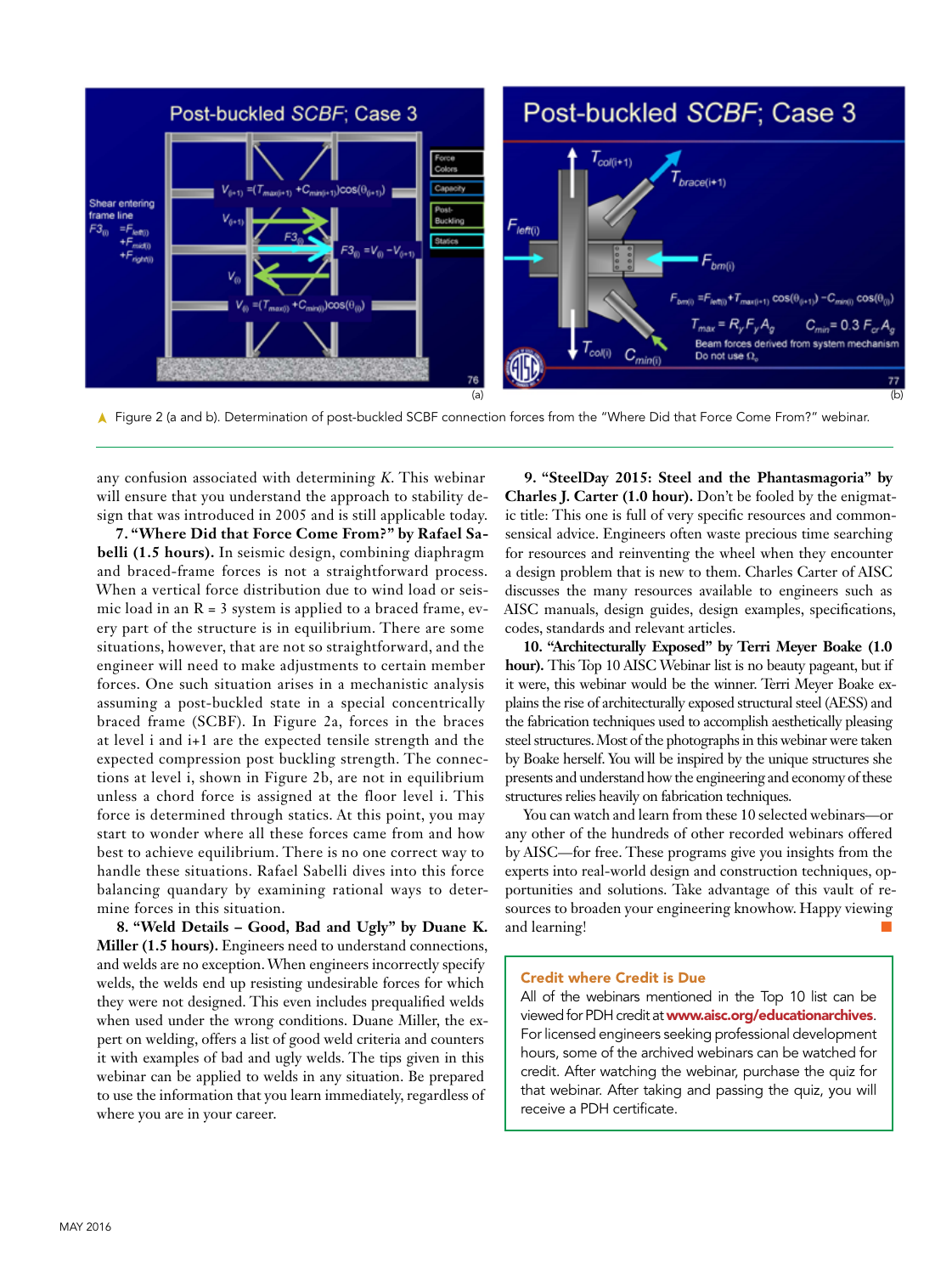Post-buckled *SCBF*; Case 3

Shear entering frame line $F3_{(i)} = F_{left(i)} + F_{mid(i)} + F_{right(i)}$

$V_{(i+1)} = (T_{max(i+1)} + C_{min(i+1)})\cos(\theta_{(i+1)})$

$V_{(i+1)}$

$F3_{(i)}$

$F3_{(i)} = V_{(i)} - V_{(i+1)}$

$V_{(i)}$

$V_{(i)} = (T_{max(i)} + C_{min(i)})\cos(\theta_{(i)})$

Force Colors

Capacity

Post-Buckling

Statics

76

(a)

Post-buckled *SCBF*; Case 3

$T_{col(i+1)}$

$T_{brace(i+1)}$

$F_{left(i)}$

$F_{bm(i)}$

$F_{bm(i)} = F_{left(i)} + T_{max(i+1)}\cos(\theta_{(i+1)}) - C_{min(i)}\cos(\theta_{(i)})$

$T_{max} = R_y F_y A_g$ $C_{min} = 0.3\, F_{cr} A_g$

Beam forces derived from system mechanism

Do not use $\Omega_o$

$T_{col(i)}$ $C_{min(i)}$

77

(b)

Figure 2 (a and b). Determination of post-buckled SCBF connection forces from the "Where Did that Force Come From?" webinar.

any confusion associated with determining *K*. This webinar will ensure that you understand the approach to stability design that was introduced in 2005 and is still applicable today.

**7. "Where Did that Force Come From?" by Rafael Sabelli (1.5 hours).** In seismic design, combining diaphragm and braced-frame forces is not a straightforward process. When a vertical force distribution due to wind load or seismic load in an R = 3 system is applied to a braced frame, every part of the structure is in equilibrium. There are some situations, however, that are not so straightforward, and the engineer will need to make adjustments to certain member forces. One such situation arises in a mechanistic analysis assuming a post-buckled state in a special concentrically braced frame (SCBF). In Figure 2a, forces in the braces at level i and i+1 are the expected tensile strength and the expected compression post buckling strength. The connections at level i, shown in Figure 2b, are not in equilibrium unless a chord force is assigned at the floor level i. This force is determined through statics. At this point, you may start to wonder where all these forces came from and how best to achieve equilibrium. There is no one correct way to handle these situations. Rafael Sabelli dives into this force balancing quandary by examining rational ways to determine forces in this situation.

**8. "Weld Details – Good, Bad and Ugly" by Duane K. Miller (1.5 hours).** Engineers need to understand connections, and welds are no exception. When engineers incorrectly specify welds, the welds end up resisting undesirable forces for which they were not designed. This even includes prequalified welds when used under the wrong conditions. Duane Miller, the expert on welding, offers a list of good weld criteria and counters it with examples of bad and ugly welds. The tips given in this webinar can be applied to welds in any situation. Be prepared to use the information that you learn immediately, regardless of where you are in your career.

**9. "SteelDay 2015: Steel and the Phantasmagoria" by Charles J. Carter (1.0 hour).** Don't be fooled by the enigmatic title: This one is full of very specific resources and common-sensical advice. Engineers often waste precious time searching for resources and reinventing the wheel when they encounter a design problem that is new to them. Charles Carter of AISC discusses the many resources available to engineers such as AISC manuals, design guides, design examples, specifications, codes, standards and relevant articles.

**10. "Architecturally Exposed" by Terri Meyer Boake (1.0 hour).** This Top 10 AISC Webinar list is no beauty pageant, but if it were, this webinar would be the winner. Terri Meyer Boake explains the rise of architecturally exposed structural steel (AESS) and the fabrication techniques used to accomplish aesthetically pleasing steel structures. Most of the photographs in this webinar were taken by Boake herself. You will be inspired by the unique structures she presents and understand how the engineering and economy of these structures relies heavily on fabrication techniques.

You can watch and learn from these 10 selected webinars—or any other of the hundreds of other recorded webinars offered by AISC—for free. These programs give you insights from the experts into real-world design and construction techniques, opportunities and solutions. Take advantage of this vault of resources to broaden your engineering knowhow. Happy viewing and learning! ■

**Credit where Credit is Due**

All of the webinars mentioned in the Top 10 list can be viewed for PDH credit at **www.aisc.org/educationarchives**. For licensed engineers seeking professional development hours, some of the archived webinars can be watched for credit. After watching the webinar, purchase the quiz for that webinar. After taking and passing the quiz, you will receive a PDH certificate.